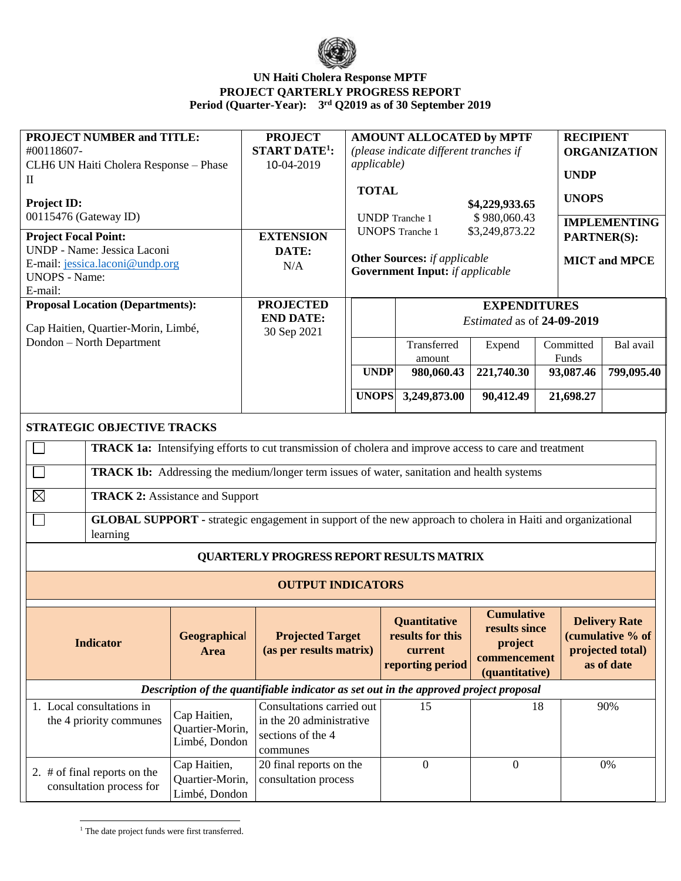**UN Haiti Cholera Response MPTF**
**PROJECT QARTERLY PROGRESS REPORT**
**Period (Quarter-Year): 3rd Q2019 as of 30 September 2019**

| **PROJECT NUMBER and TITLE:** #00118607- CLH6 UN Haiti Cholera Response – Phase II<br><br>**Project ID:** 00115476 (Gateway ID) | **PROJECT START DATE[1]:** 10-04-2019 | **AMOUNT ALLOCATED by MPTF** *(please indicate different tranches if applicable)*<br><br>**TOTAL** **$4,229,933.65**<br>UNDP Tranche 1 $ 980,060.43<br>UNOPS Tranche 1 $3,249,873.22<br><br>**Other Sources:** *if applicable*<br>**Government Input:** *if applicable* | **RECIPIENT ORGANIZATION**<br><br>**UNDP**<br><br>**UNOPS**<br><br>**IMPLEMENTING PARTNER(S):**<br><br>**MICT and MPCE** |
|---|---|---|---|
| **Project Focal Point:** UNDP - Name: Jessica Laconi E-mail: jessica.laconi@undp.org UNOPS - Name: E-mail: | **EXTENSION DATE:** N/A | | |
| **Proposal Location (Departments):** Cap Haitien, Quartier-Morin, Limbé, Dondon – North Department | **PROJECTED END DATE:** 30 Sep 2021 | | |

| | **EXPENDITURES** *Estimated* as of **24-09-2019** | | | |
|---|---|---|---|---|
| | Transferred amount | Expend | Committed Funds | Bal avail |
| **UNDP** | **980,060.43** | **221,740.30** | **93,087.46** | **799,095.40** |
| **UNOPS** | **3,249,873.00** | **90,412.49** | **21,698.27** | |

## STRATEGIC OBJECTIVE TRACKS

| | |
|---|---|
| ☐ | **TRACK 1a:** Intensifying efforts to cut transmission of cholera and improve access to care and treatment |
| ☐ | **TRACK 1b:** Addressing the medium/longer term issues of water, sanitation and health systems |
| ☒ | **TRACK 2:** Assistance and Support |
| ☐ | **GLOBAL SUPPORT** - strategic engagement in support of the new approach to cholera in Haiti and organizational learning |

### QUARTERLY PROGRESS REPORT RESULTS MATRIX

### OUTPUT INDICATORS

| Indicator | Geographical Area | Projected Target (as per results matrix) | Quantitative results for this current reporting period | Cumulative results since project commencement (quantitative) | Delivery Rate (cumulative % of projected total) as of date |
|---|---|---|---|---|---|
| *Description of the quantifiable indicator as set out in the approved project proposal* | | | | | |
| 1. Local consultations in the 4 priority communes | Cap Haitien, Quartier-Morin, Limbé, Dondon | Consultations carried out in the 20 administrative sections of the 4 communes | 15 | 18 | 90% |
| 2. # of final reports on the consultation process for | Cap Haitien, Quartier-Morin, Limbé, Dondon | 20 final reports on the consultation process | 0 | 0 | 0% |

[1] The date project funds were first transferred.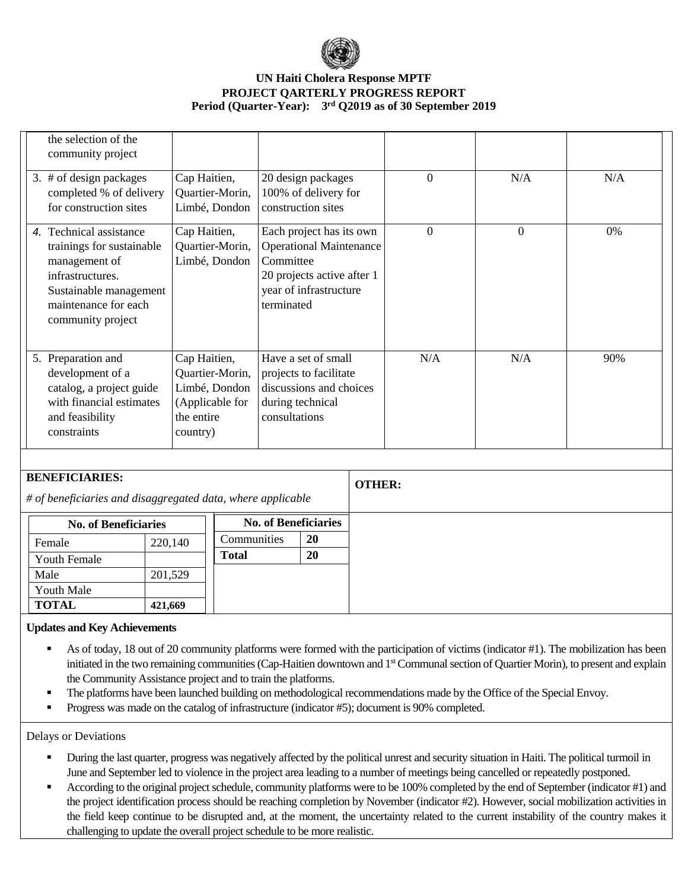| | | | | | |
|---|---|---|---|---|---|
| the selection of the community project | | | | | |
| 3. # of design packages completed % of delivery for construction sites | Cap Haitien, Quartier-Morin, Limbé, Dondon | 20 design packages 100% of delivery for construction sites | 0 | N/A | N/A |
| 4. Technical assistance trainings for sustainable management of infrastructures. Sustainable management maintenance for each community project | Cap Haitien, Quartier-Morin, Limbé, Dondon | Each project has its own Operational Maintenance Committee 20 projects active after 1 year of infrastructure terminated | 0 | 0 | 0% |
| 5. Preparation and development of a catalog, a project guide with financial estimates and feasibility constraints | Cap Haitien, Quartier-Morin, Limbé, Dondon (Applicable for the entire country) | Have a set of small projects to facilitate discussions and choices during technical consultations | N/A | N/A | 90% |

**BENEFICIARIES:**

*# of beneficiaries and disaggregated data, where applicable*

| No. of Beneficiaries | |
|---|---|
| Female | 220,140 |
| Youth Female | |
| Male | 201,529 |
| Youth Male | |
| **TOTAL** | **421,669** |

| No. of Beneficiaries | |
|---|---|
| Communities | **20** |
| **Total** | **20** |

**OTHER:**

**Updates and Key Achievements**

- As of today, 18 out of 20 community platforms were formed with the participation of victims (indicator #1). The mobilization has been initiated in the two remaining communities (Cap-Haitien downtown and 1st Communal section of Quartier Morin), to present and explain the Community Assistance project and to train the platforms.
- The platforms have been launched building on methodological recommendations made by the Office of the Special Envoy.
- Progress was made on the catalog of infrastructure (indicator #5); document is 90% completed.

Delays or Deviations

- During the last quarter, progress was negatively affected by the political unrest and security situation in Haiti. The political turmoil in June and September led to violence in the project area leading to a number of meetings being cancelled or repeatedly postponed.
- According to the original project schedule, community platforms were to be 100% completed by the end of September (indicator #1) and the project identification process should be reaching completion by November (indicator #2). However, social mobilization activities in the field keep continue to be disrupted and, at the moment, the uncertainty related to the current instability of the country makes it challenging to update the overall project schedule to be more realistic.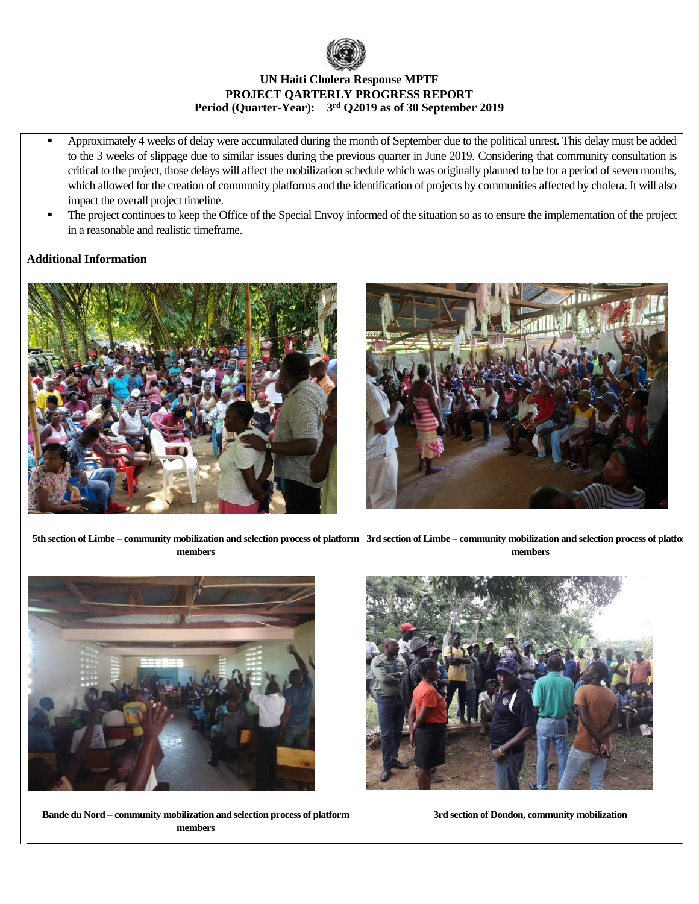# UN Haiti Cholera Response MPTF
## PROJECT QARTERLY PROGRESS REPORT
## Period (Quarter-Year): 3rd Q2019 as of 30 September 2019

- Approximately 4 weeks of delay were accumulated during the month of September due to the political unrest. This delay must be added to the 3 weeks of slippage due to similar issues during the previous quarter in June 2019. Considering that community consultation is critical to the project, those delays will affect the mobilization schedule which was originally planned to be for a period of seven months, which allowed for the creation of community platforms and the identification of projects by communities affected by cholera. It will also impact the overall project timeline.
- The project continues to keep the Office of the Special Envoy informed of the situation so as to ensure the implementation of the project in a reasonable and realistic timeframe.

**Additional Information**

| | |
|---|---|
| **5th section of Limbe – community mobilization and selection process of platform members** | **3rd section of Limbe – community mobilization and selection process of platform members** |
| **Bande du Nord – community mobilization and selection process of platform members** | **3rd section of Dondon, community mobilization** |